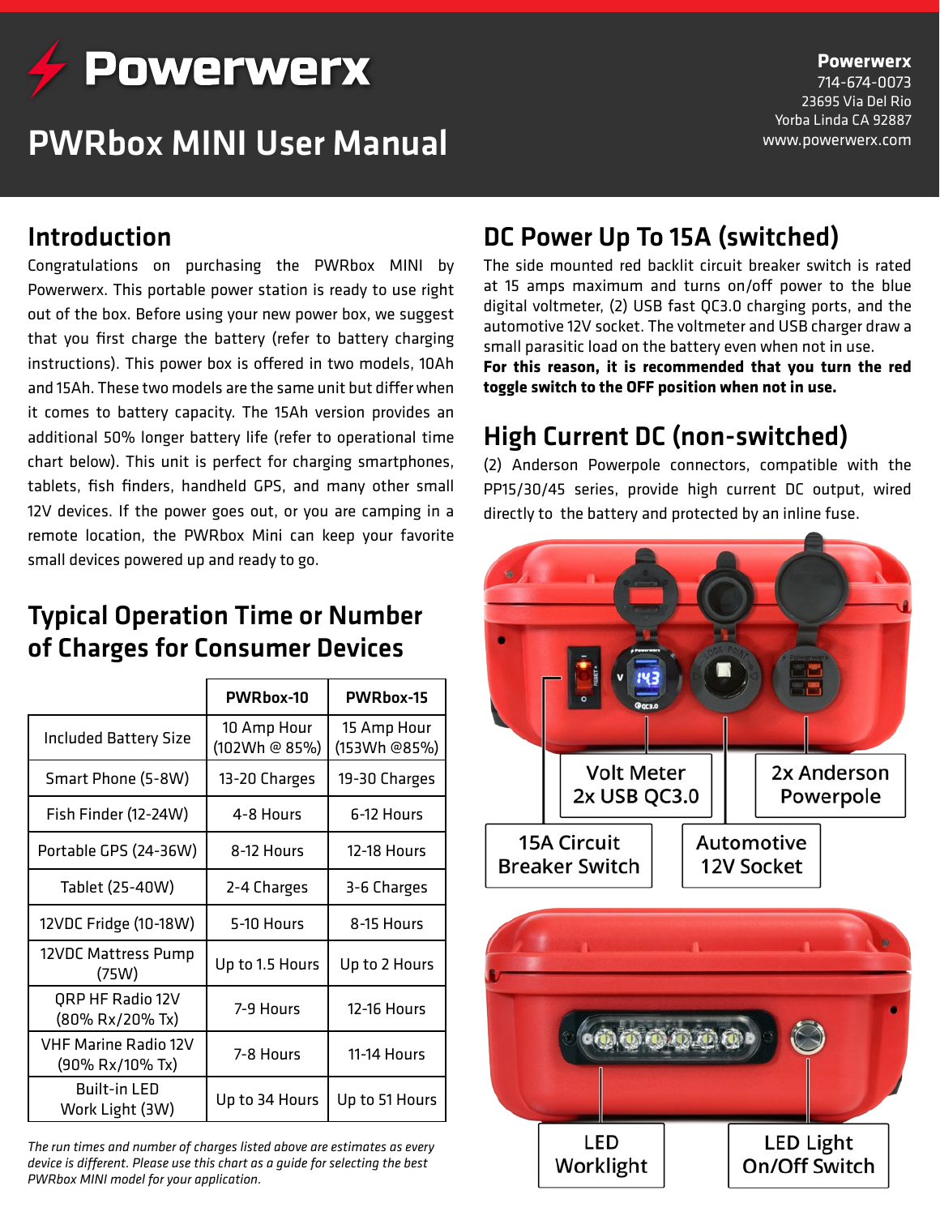# Powerwerx

## PWRbox MINI User Manual

**Powerwerx**
714-674-0073
23695 Via Del Rio
Yorba Linda CA 92887
www.powerwerx.com

## Introduction

Congratulations on purchasing the PWRbox MINI by Powerwerx. This portable power station is ready to use right out of the box. Before using your new power box, we suggest that you first charge the battery (refer to battery charging instructions). This power box is offered in two models, 10Ah and 15Ah. These two models are the same unit but differ when it comes to battery capacity. The 15Ah version provides an additional 50% longer battery life (refer to operational time chart below). This unit is perfect for charging smartphones, tablets, fish finders, handheld GPS, and many other small 12V devices. If the power goes out, or you are camping in a remote location, the PWRbox Mini can keep your favorite small devices powered up and ready to go.

## Typical Operation Time or Number of Charges for Consumer Devices

| | PWRbox-10 | PWRbox-15 |
|---|---|---|
| Included Battery Size | 10 Amp Hour (102Wh @ 85%) | 15 Amp Hour (153Wh @85%) |
| Smart Phone (5-8W) | 13-20 Charges | 19-30 Charges |
| Fish Finder (12-24W) | 4-8 Hours | 6-12 Hours |
| Portable GPS (24-36W) | 8-12 Hours | 12-18 Hours |
| Tablet (25-40W) | 2-4 Charges | 3-6 Charges |
| 12VDC Fridge (10-18W) | 5-10 Hours | 8-15 Hours |
| 12VDC Mattress Pump (75W) | Up to 1.5 Hours | Up to 2 Hours |
| QRP HF Radio 12V (80% Rx/20% Tx) | 7-9 Hours | 12-16 Hours |
| VHF Marine Radio 12V (90% Rx/10% Tx) | 7-8 Hours | 11-14 Hours |
| Built-in LED Work Light (3W) | Up to 34 Hours | Up to 51 Hours |

*The run times and number of charges listed above are estimates as every device is different. Please use this chart as a guide for selecting the best PWRbox MINI model for your application.*

## DC Power Up To 15A (switched)

The side mounted red backlit circuit breaker switch is rated at 15 amps maximum and turns on/off power to the blue digital voltmeter, (2) USB fast QC3.0 charging ports, and the automotive 12V socket. The voltmeter and USB charger draw a small parasitic load on the battery even when not in use.
**For this reason, it is recommended that you turn the red toggle switch to the OFF position when not in use.**

## High Current DC (non-switched)

(2) Anderson Powerpole connectors, compatible with the PP15/30/45 series, provide high current DC output, wired directly to the battery and protected by an inline fuse.

Volt Meter 2x USB QC3.0

2x Anderson Powerpole

15A Circuit Breaker Switch

Automotive 12V Socket

LED Worklight

LED Light On/Off Switch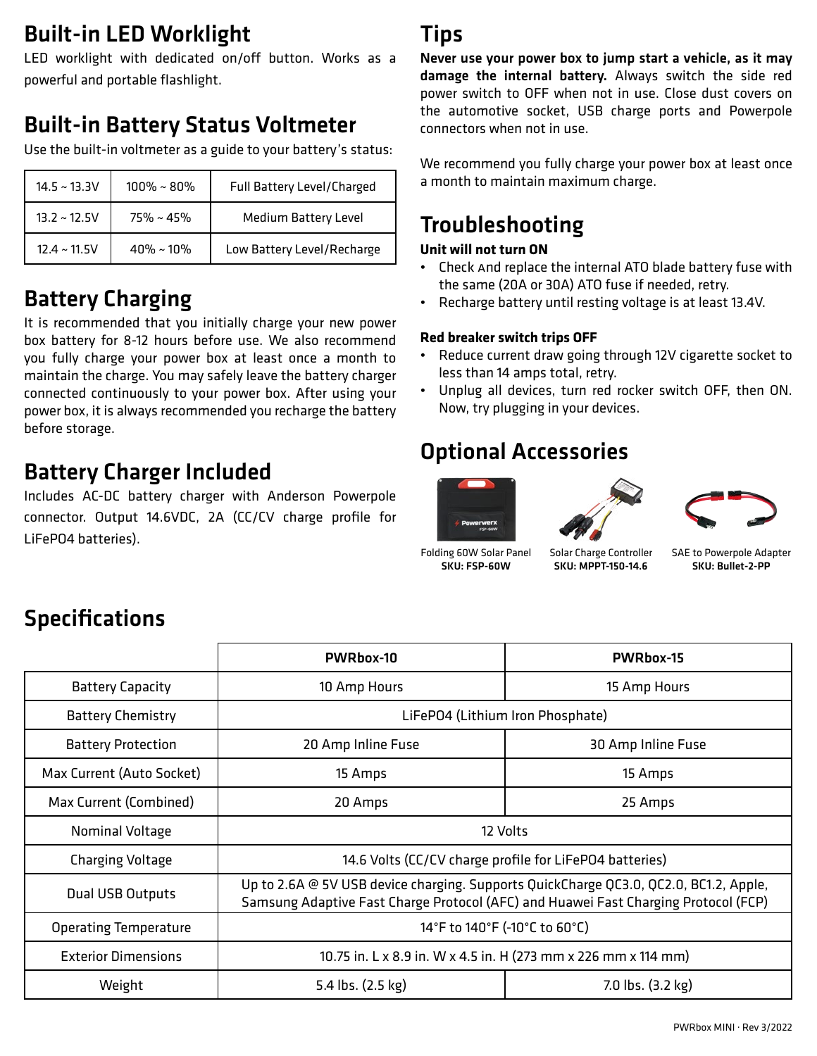## Built-in LED Worklight

LED worklight with dedicated on/off button. Works as a powerful and portable flashlight.

## Built-in Battery Status Voltmeter

Use the built-in voltmeter as a guide to your battery's status:

| | | |
|---|---|---|
| 14.5 ~ 13.3V | 100% ~ 80% | Full Battery Level/Charged |
| 13.2 ~ 12.5V | 75% ~ 45% | Medium Battery Level |
| 12.4 ~ 11.5V | 40% ~ 10% | Low Battery Level/Recharge |

## Battery Charging

It is recommended that you initially charge your new power box battery for 8-12 hours before use. We also recommend you fully charge your power box at least once a month to maintain the charge. You may safely leave the battery charger connected continuously to your power box. After using your power box, it is always recommended you recharge the battery before storage.

## Battery Charger Included

Includes AC-DC battery charger with Anderson Powerpole connector. Output 14.6VDC, 2A (CC/CV charge profile for LiFePO4 batteries).

## Tips

**Never use your power box to jump start a vehicle, as it may damage the internal battery.** Always switch the side red power switch to OFF when not in use. Close dust covers on the automotive socket, USB charge ports and Powerpole connectors when not in use.

We recommend you fully charge your power box at least once a month to maintain maximum charge.

## Troubleshooting

**Unit will not turn ON**

- Check And replace the internal ATO blade battery fuse with the same (20A or 30A) ATO fuse if needed, retry.
- Recharge battery until resting voltage is at least 13.4V.

**Red breaker switch trips OFF**

- Reduce current draw going through 12V cigarette socket to less than 14 amps total, retry.
- Unplug all devices, turn red rocker switch OFF, then ON. Now, try plugging in your devices.

## Optional Accessories

Folding 60W Solar Panel
**SKU: FSP-60W**

Solar Charge Controller
**SKU: MPPT-150-14.6**

SAE to Powerpole Adapter
**SKU: Bullet-2-PP**

## Specifications

| | PWRbox-10 | PWRbox-15 |
|---|---|---|
| Battery Capacity | 10 Amp Hours | 15 Amp Hours |
| Battery Chemistry | LiFePO4 (Lithium Iron Phosphate) | |
| Battery Protection | 20 Amp Inline Fuse | 30 Amp Inline Fuse |
| Max Current (Auto Socket) | 15 Amps | 15 Amps |
| Max Current (Combined) | 20 Amps | 25 Amps |
| Nominal Voltage | 12 Volts | |
| Charging Voltage | 14.6 Volts (CC/CV charge profile for LiFePO4 batteries) | |
| Dual USB Outputs | Up to 2.6A @ 5V USB device charging. Supports QuickCharge QC3.0, QC2.0, BC1.2, Apple, Samsung Adaptive Fast Charge Protocol (AFC) and Huawei Fast Charging Protocol (FCP) | |
| Operating Temperature | 14°F to 140°F (-10°C to 60°C) | |
| Exterior Dimensions | 10.75 in. L x 8.9 in. W x 4.5 in. H (273 mm x 226 mm x 114 mm) | |
| Weight | 5.4 lbs. (2.5 kg) | 7.0 lbs. (3.2 kg) |